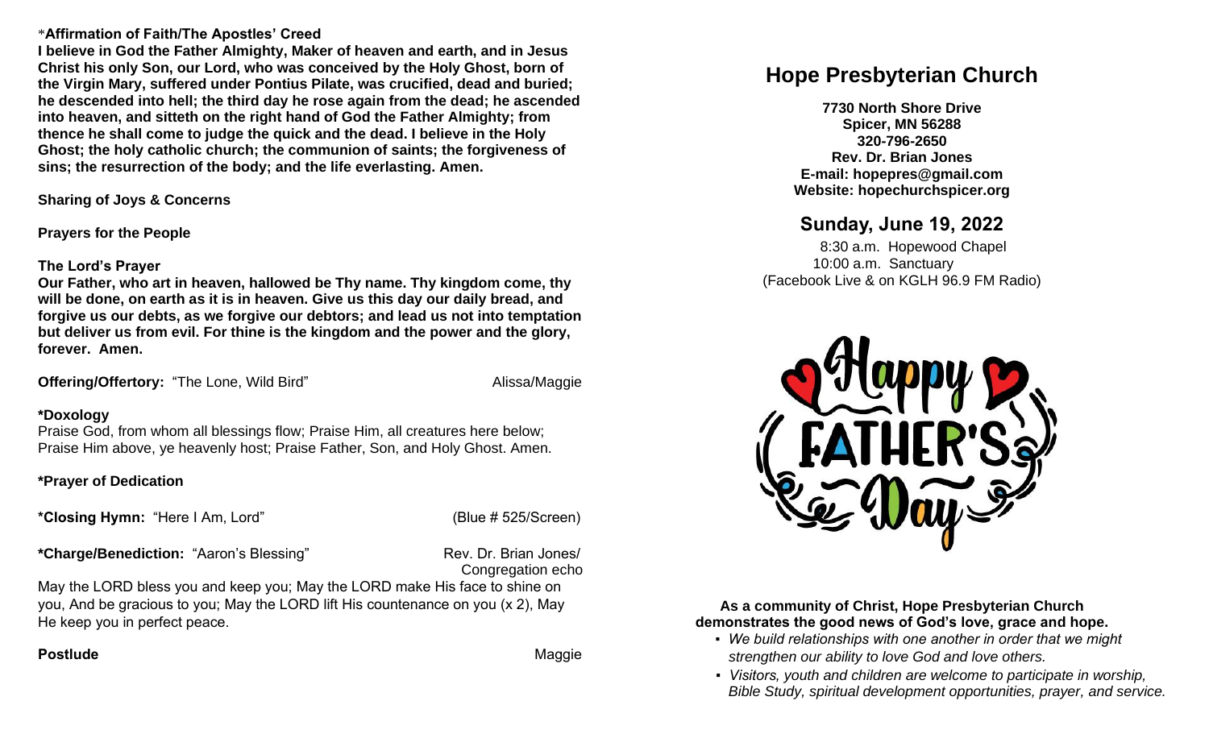**\*Affirmation of Faith/The Apostles' Creed**

**I believe in God the Father Almighty, Maker of heaven and earth, and in Jesus Christ his only Son, our Lord, who was conceived by the Holy Ghost, born of the Virgin Mary, suffered under Pontius Pilate, was crucified, dead and buried; he descended into hell; the third day he rose again from the dead; he ascended into heaven, and sitteth on the right hand of God the Father Almighty; from thence he shall come to judge the quick and the dead. I believe in the Holy Ghost; the holy catholic church; the communion of saints; the forgiveness of sins; the resurrection of the body; and the life everlasting. Amen.**

**Sharing of Joys & Concerns**

**Prayers for the People**

**The Lord's Prayer**

**Our Father, who art in heaven, hallowed be Thy name. Thy kingdom come, thy will be done, on earth as it is in heaven. Give us this day our daily bread, and forgive us our debts, as we forgive our debtors; and lead us not into temptation but deliver us from evil. For thine is the kingdom and the power and the glory, forever. Amen.**

**Offering/Offertory:** "The Lone, Wild Bird" Alissa/Maggie

**\*Doxology**

Praise God, from whom all blessings flow; Praise Him, all creatures here below; Praise Him above, ye heavenly host; Praise Father, Son, and Holy Ghost. Amen.

**\*Prayer of Dedication**

**\*Closing Hymn:** "Here I Am, Lord" (Blue # 525/Screen)

**\*Charge/Benediction:** "Aaron's Blessing" Rev. Dr. Brian Jones/ Congregation echo

May the LORD bless you and keep you; May the LORD make His face to shine on you, And be gracious to you; May the LORD lift His countenance on you (x 2), May He keep you in perfect peace.

**Postlude** Maggie

# Hope Presbyterian Church

**7730 North Shore Drive**
**Spicer, MN 56288**
**320-796-2650**
**Rev. Dr. Brian Jones**
**E-mail: hopepres@gmail.com**
**Website: hopechurchspicer.org**

## Sunday, June 19, 2022

8:30 a.m. Hopewood Chapel
10:00 a.m. Sanctuary
(Facebook Live & on KGLH 96.9 FM Radio)

Happy Father's Day

**As a community of Christ, Hope Presbyterian Church demonstrates the good news of God's love, grace and hope.**

- *We build relationships with one another in order that we might strengthen our ability to love God and love others.*
- *Visitors, youth and children are welcome to participate in worship, Bible Study, spiritual development opportunities, prayer, and service.*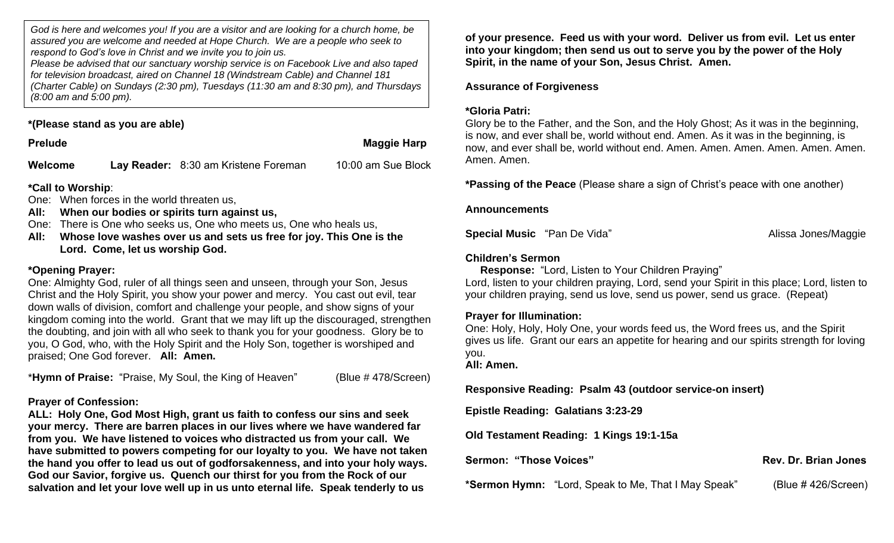*God is here and welcomes you! If you are a visitor and are looking for a church home, be assured you are welcome and needed at Hope Church. We are a people who seek to respond to God's love in Christ and we invite you to join us.*
*Please be advised that our sanctuary worship service is on Facebook Live and also taped for television broadcast, aired on Channel 18 (Windstream Cable) and Channel 181 (Charter Cable) on Sundays (2:30 pm), Tuesdays (11:30 am and 8:30 pm), and Thursdays (8:00 am and 5:00 pm).*

**\*(Please stand as you are able)**

**Prelude** **Maggie Harp**

**Welcome** **Lay Reader:** 8:30 am Kristene Foreman 10:00 am Sue Block

**\*Call to Worship**:

One: When forces in the world threaten us,
**All: When our bodies or spirits turn against us,**
One: There is One who seeks us, One who meets us, One who heals us,
**All: Whose love washes over us and sets us free for joy. This One is the Lord. Come, let us worship God.**

**\*Opening Prayer:**

One: Almighty God, ruler of all things seen and unseen, through your Son, Jesus Christ and the Holy Spirit, you show your power and mercy. You cast out evil, tear down walls of division, comfort and challenge your people, and show signs of your kingdom coming into the world. Grant that we may lift up the discouraged, strengthen the doubting, and join with all who seek to thank you for your goodness. Glory be to you, O God, who, with the Holy Spirit and the Holy Son, together is worshiped and praised; One God forever. **All: Amen.**

\***Hymn of Praise:** "Praise, My Soul, the King of Heaven" (Blue # 478/Screen)

**Prayer of Confession:**

**ALL: Holy One, God Most High, grant us faith to confess our sins and seek your mercy. There are barren places in our lives where we have wandered far from you. We have listened to voices who distracted us from your call. We have submitted to powers competing for our loyalty to you. We have not taken the hand you offer to lead us out of godforsakenness, and into your holy ways. God our Savior, forgive us. Quench our thirst for you from the Rock of our salvation and let your love well up in us unto eternal life. Speak tenderly to us of your presence. Feed us with your word. Deliver us from evil. Let us enter into your kingdom; then send us out to serve you by the power of the Holy Spirit, in the name of your Son, Jesus Christ. Amen.**

**Assurance of Forgiveness**

**\*Gloria Patri:**

Glory be to the Father, and the Son, and the Holy Ghost; As it was in the beginning, is now, and ever shall be, world without end. Amen. As it was in the beginning, is now, and ever shall be, world without end. Amen. Amen. Amen. Amen. Amen. Amen. Amen. Amen.

**\*Passing of the Peace** (Please share a sign of Christ's peace with one another)

**Announcements**

**Special Music** "Pan De Vida" Alissa Jones/Maggie

**Children's Sermon**

**Response:** "Lord, Listen to Your Children Praying"
Lord, listen to your children praying, Lord, send your Spirit in this place; Lord, listen to your children praying, send us love, send us power, send us grace. (Repeat)

**Prayer for Illumination:**

One: Holy, Holy, Holy One, your words feed us, the Word frees us, and the Spirit gives us life. Grant our ears an appetite for hearing and our spirits strength for loving you.
**All: Amen.**

**Responsive Reading: Psalm 43 (outdoor service-on insert)**

**Epistle Reading: Galatians 3:23-29**

**Old Testament Reading: 1 Kings 19:1-15a**

**Sermon: "Those Voices"** **Rev. Dr. Brian Jones**

**\*Sermon Hymn:** "Lord, Speak to Me, That I May Speak" (Blue # 426/Screen)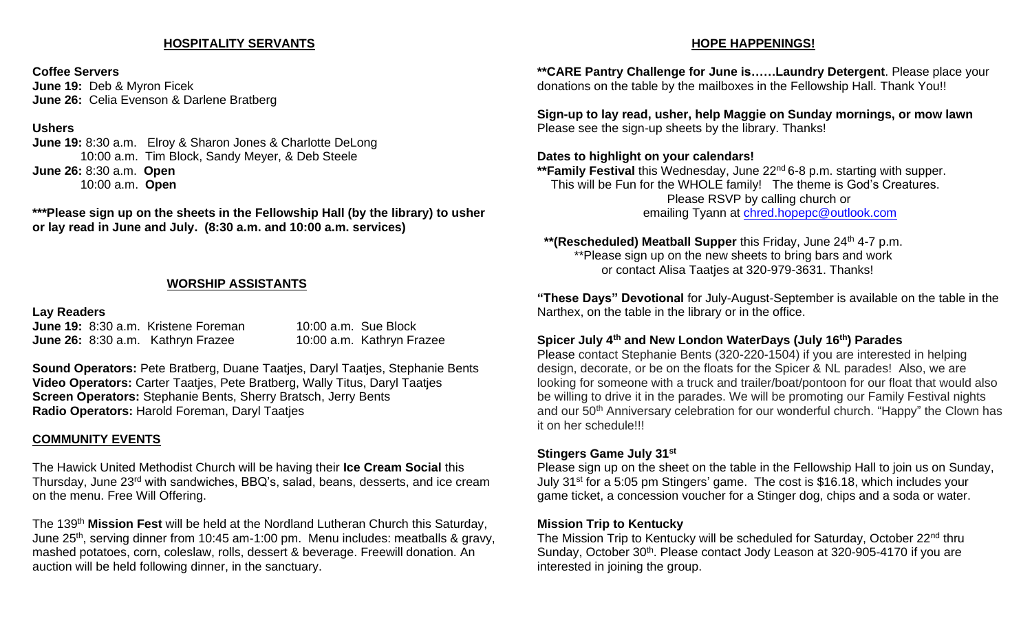## HOSPITALITY SERVANTS

**Coffee Servers**
**June 19:** Deb & Myron Ficek
**June 26:** Celia Evenson & Darlene Bratberg

**Ushers**
**June 19:** 8:30 a.m. Elroy & Sharon Jones & Charlotte DeLong
10:00 a.m. Tim Block, Sandy Meyer, & Deb Steele
**June 26:** 8:30 a.m. **Open**
10:00 a.m. **Open**

**\*\*\*Please sign up on the sheets in the Fellowship Hall (by the library) to usher or lay read in June and July. (8:30 a.m. and 10:00 a.m. services)**

## WORSHIP ASSISTANTS

**Lay Readers**
**June 19:** 8:30 a.m. Kristene Foreman — 10:00 a.m. Sue Block
**June 26:** 8:30 a.m. Kathryn Frazee — 10:00 a.m. Kathryn Frazee

**Sound Operators:** Pete Bratberg, Duane Taatjes, Daryl Taatjes, Stephanie Bents
**Video Operators:** Carter Taatjes, Pete Bratberg, Wally Titus, Daryl Taatjes
**Screen Operators:** Stephanie Bents, Sherry Bratsch, Jerry Bents
**Radio Operators:** Harold Foreman, Daryl Taatjes

## COMMUNITY EVENTS

The Hawick United Methodist Church will be having their **Ice Cream Social** this Thursday, June 23rd with sandwiches, BBQ's, salad, beans, desserts, and ice cream on the menu. Free Will Offering.

The 139th **Mission Fest** will be held at the Nordland Lutheran Church this Saturday, June 25th, serving dinner from 10:45 am-1:00 pm. Menu includes: meatballs & gravy, mashed potatoes, corn, coleslaw, rolls, dessert & beverage. Freewill donation. An auction will be held following dinner, in the sanctuary.

## HOPE HAPPENINGS!

**\*\*CARE Pantry Challenge for June is……Laundry Detergent**. Please place your donations on the table by the mailboxes in the Fellowship Hall. Thank You!!

**Sign-up to lay read, usher, help Maggie on Sunday mornings, or mow lawn**
Please see the sign-up sheets by the library. Thanks!

**Dates to highlight on your calendars!**
**\*\*Family Festival** this Wednesday, June 22nd 6-8 p.m. starting with supper. This will be Fun for the WHOLE family! The theme is God's Creatures. Please RSVP by calling church or emailing Tyann at chred.hopepc@outlook.com

**\*\*(Rescheduled) Meatball Supper** this Friday, June 24th 4-7 p.m.
\*\*Please sign up on the new sheets to bring bars and work or contact Alisa Taatjes at 320-979-3631. Thanks!

**"These Days" Devotional** for July-August-September is available on the table in the Narthex, on the table in the library or in the office.

**Spicer July 4th and New London WaterDays (July 16th) Parades**
Please contact Stephanie Bents (320-220-1504) if you are interested in helping design, decorate, or be on the floats for the Spicer & NL parades! Also, we are looking for someone with a truck and trailer/boat/pontoon for our float that would also be willing to drive it in the parades. We will be promoting our Family Festival nights and our 50th Anniversary celebration for our wonderful church. "Happy" the Clown has it on her schedule!!!

**Stingers Game July 31st**
Please sign up on the sheet on the table in the Fellowship Hall to join us on Sunday, July 31st for a 5:05 pm Stingers' game. The cost is $16.18, which includes your game ticket, a concession voucher for a Stinger dog, chips and a soda or water.

**Mission Trip to Kentucky**
The Mission Trip to Kentucky will be scheduled for Saturday, October 22nd thru Sunday, October 30th. Please contact Jody Leason at 320-905-4170 if you are interested in joining the group.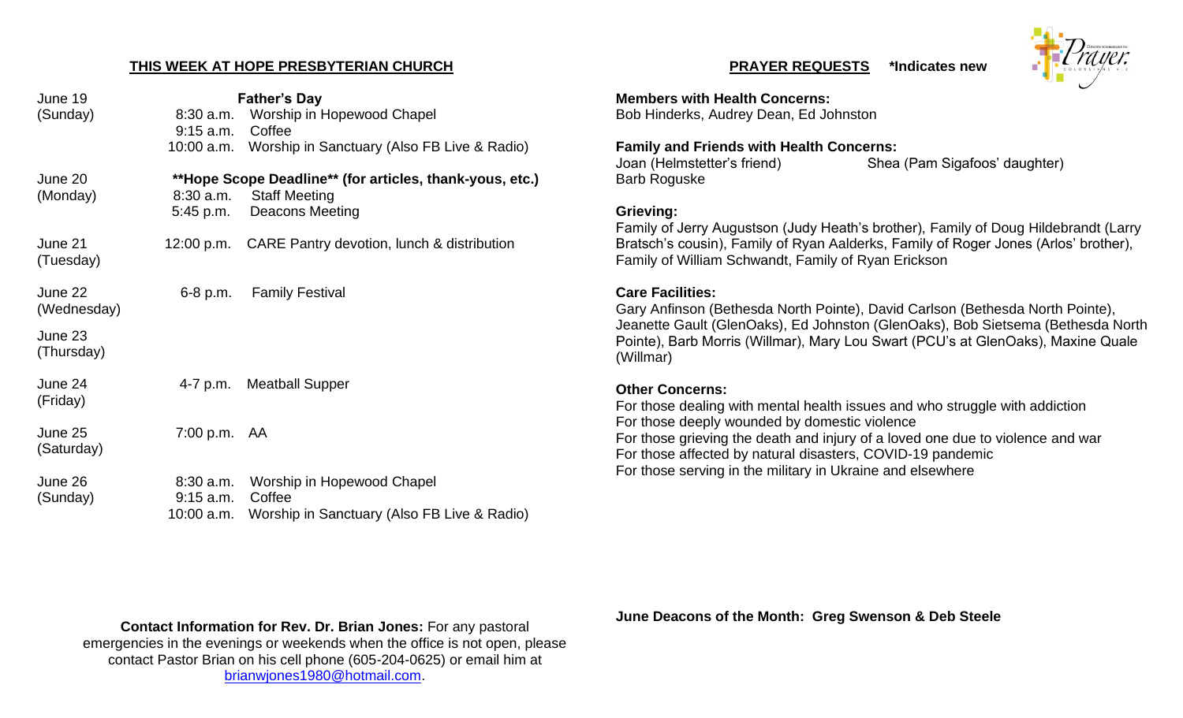## THIS WEEK AT HOPE PRESBYTERIAN CHURCH

| Date | Time | Event |
|---|---|---|
| June 19 (Sunday) | | **Father's Day** |
| | 8:30 a.m. | Worship in Hopewood Chapel |
| | 9:15 a.m. | Coffee |
| | 10:00 a.m. | Worship in Sanctuary (Also FB Live & Radio) |
| June 20 (Monday) | | **Hope Scope Deadline** (for articles, thank-yous, etc.)** |
| | 8:30 a.m. | Staff Meeting |
| | 5:45 p.m. | Deacons Meeting |
| June 21 (Tuesday) | 12:00 p.m. | CARE Pantry devotion, lunch & distribution |
| June 22 (Wednesday) | 6-8 p.m. | Family Festival |
| June 23 (Thursday) | | |
| June 24 (Friday) | 4-7 p.m. | Meatball Supper |
| June 25 (Saturday) | 7:00 p.m. | AA |
| June 26 (Sunday) | 8:30 a.m. | Worship in Hopewood Chapel |
| | 9:15 a.m. | Coffee |
| | 10:00 a.m. | Worship in Sanctuary (Also FB Live & Radio) |

**Contact Information for Rev. Dr. Brian Jones:** For any pastoral emergencies in the evenings or weekends when the office is not open, please contact Pastor Brian on his cell phone (605-204-0625) or email him at brianwjones1980@hotmail.com.

## PRAYER REQUESTS *Indicates new

**Members with Health Concerns:**
Bob Hinderks, Audrey Dean, Ed Johnston

**Family and Friends with Health Concerns:**
Joan (Helmstetter's friend) Shea (Pam Sigafoos' daughter)
Barb Roguske

**Grieving:**
Family of Jerry Augustson (Judy Heath's brother), Family of Doug Hildebrandt (Larry Bratsch's cousin), Family of Ryan Aalderks, Family of Roger Jones (Arlos' brother), Family of William Schwandt, Family of Ryan Erickson

**Care Facilities:**
Gary Anfinson (Bethesda North Pointe), David Carlson (Bethesda North Pointe), Jeanette Gault (GlenOaks), Ed Johnston (GlenOaks), Bob Sietsema (Bethesda North Pointe), Barb Morris (Willmar), Mary Lou Swart (PCU's at GlenOaks), Maxine Quale (Willmar)

**Other Concerns:**
For those dealing with mental health issues and who struggle with addiction
For those deeply wounded by domestic violence
For those grieving the death and injury of a loved one due to violence and war
For those affected by natural disasters, COVID-19 pandemic
For those serving in the military in Ukraine and elsewhere

**June Deacons of the Month: Greg Swenson & Deb Steele**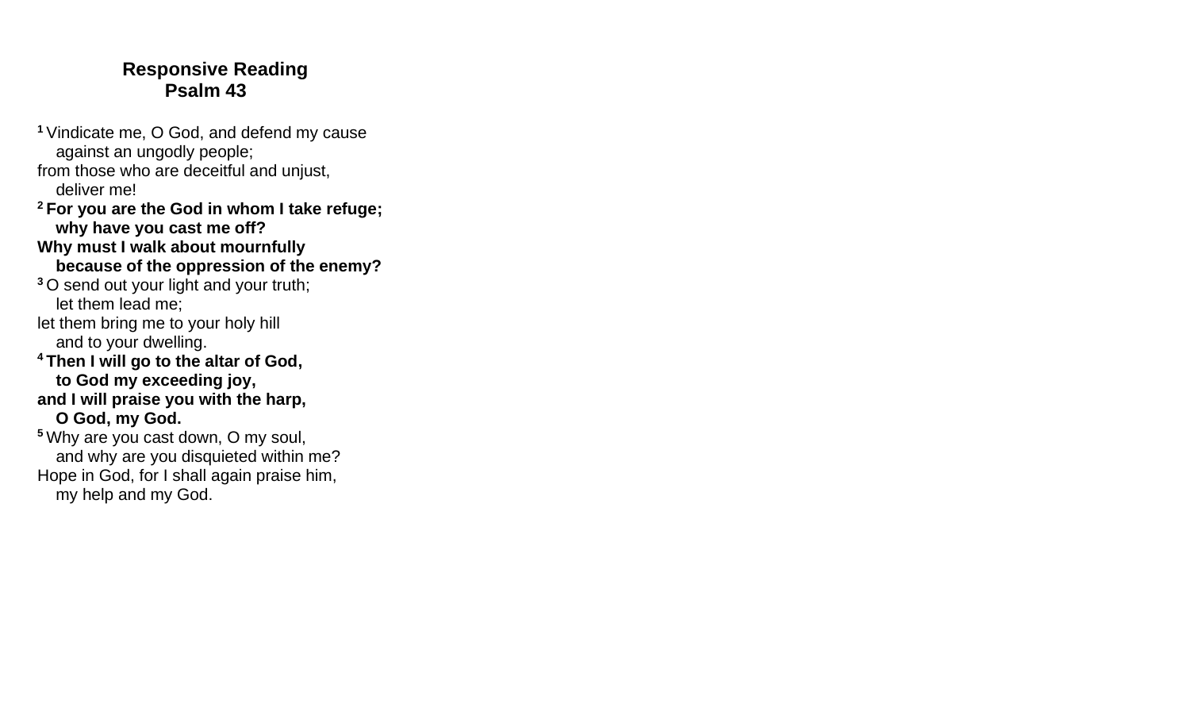## Responsive Reading
## Psalm 43

[1] Vindicate me, O God, and defend my cause
  against an ungodly people;
from those who are deceitful and unjust,
  deliver me!

**[2] For you are the God in whom I take refuge;**
  **why have you cast me off?**
**Why must I walk about mournfully**
  **because of the oppression of the enemy?**

[3] O send out your light and your truth;
  let them lead me;
let them bring me to your holy hill
  and to your dwelling.

**[4] Then I will go to the altar of God,**
  **to God my exceeding joy,**
**and I will praise you with the harp,**
  **O God, my God.**

[5] Why are you cast down, O my soul,
  and why are you disquieted within me?
Hope in God, for I shall again praise him,
  my help and my God.